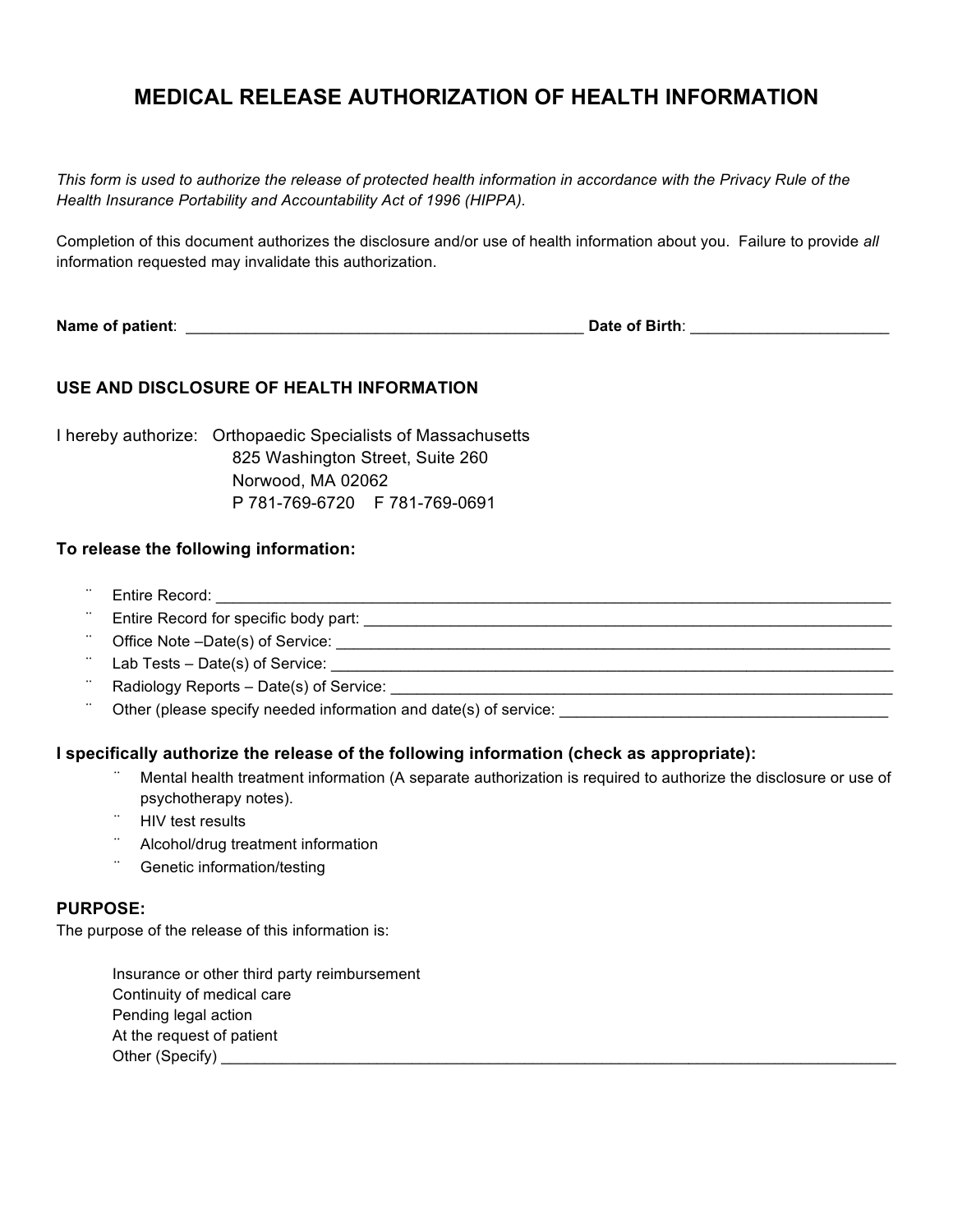# MEDICAL RELEASE AUTHORIZATION OF HEALTH INFORMATION

*This form is used to authorize the release of protected health information in accordance with the Privacy Rule of the Health Insurance Portability and Accountability Act of 1996 (HIPPA).*

Completion of this document authorizes the disclosure and/or use of health information about you. Failure to provide *all* information requested may invalidate this authorization.

**Name of patient**: _______________________________________________ **Date of Birth**: ______________________

## USE AND DISCLOSURE OF HEALTH INFORMATION

I hereby authorize: Orthopaedic Specialists of Massachusetts
825 Washington Street, Suite 260
Norwood, MA 02062
P 781-769-6720 F 781-769-0691

### To release the following information:

- Entire Record: ______________________________________________________________________________
- Entire Record for specific body part: __________________________________________________________________
- Office Note –Date(s) of Service: _____________________________________________________________________
- Lab Tests – Date(s) of Service: ______________________________________________________________________
- Radiology Reports – Date(s) of Service: _______________________________________________________________
- Other (please specify needed information and date(s) of service: _______________________________________

### I specifically authorize the release of the following information (check as appropriate):

- Mental health treatment information (A separate authorization is required to authorize the disclosure or use of psychotherapy notes).
- HIV test results
- Alcohol/drug treatment information
- Genetic information/testing

### PURPOSE:

The purpose of the release of this information is:

Insurance or other third party reimbursement
Continuity of medical care
Pending legal action
At the request of patient
Other (Specify) ______________________________________________________________________________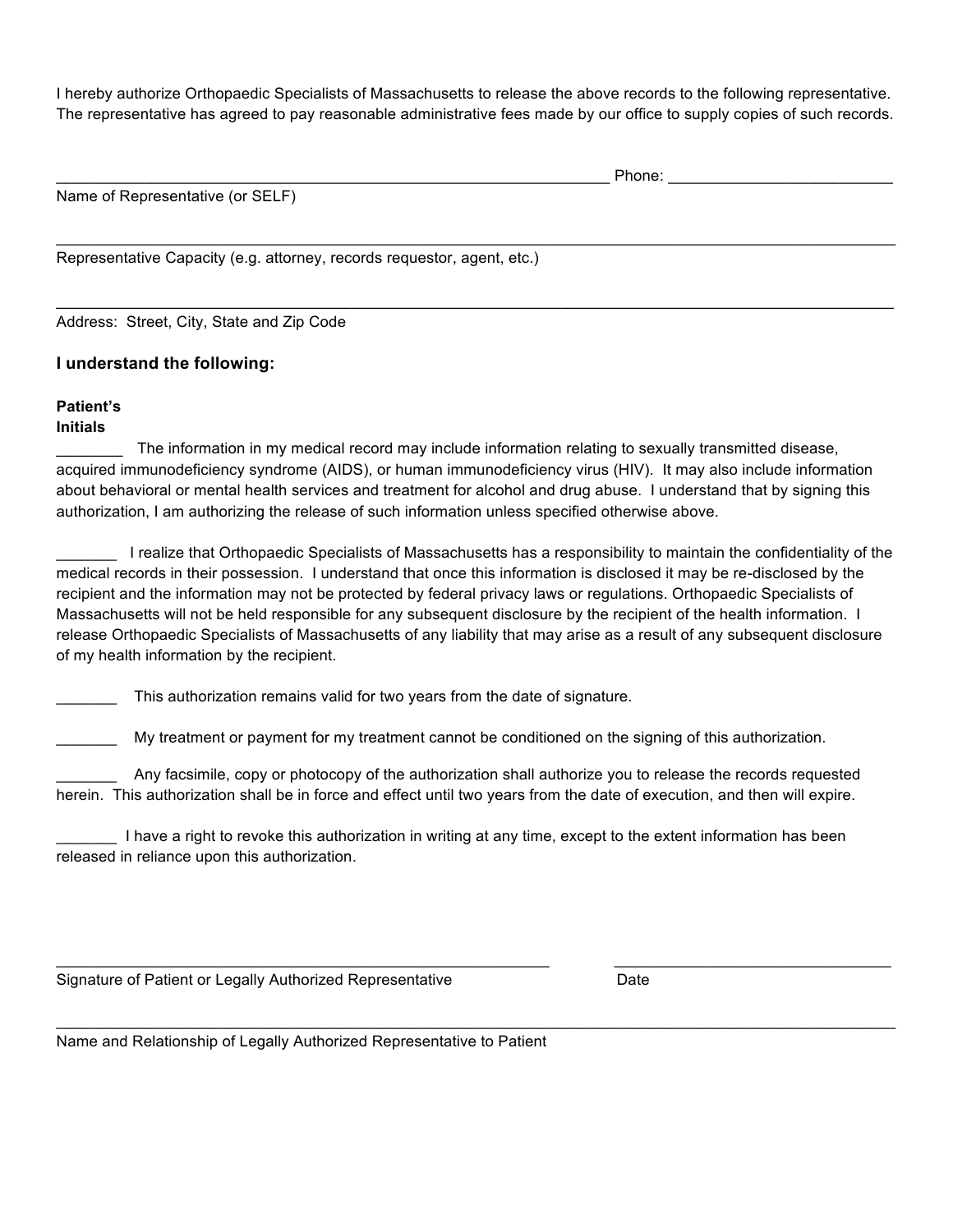I hereby authorize Orthopaedic Specialists of Massachusetts to release the above records to the following representative. The representative has agreed to pay reasonable administrative fees made by our office to supply copies of such records.

_________________________________________________________________ Phone: ___________________________

Name of Representative (or SELF)

____________________________________________________________________________________________________

Representative Capacity (e.g. attorney, records requestor, agent, etc.)

____________________________________________________________________________________________________

Address: Street, City, State and Zip Code

### I understand the following:

**Patient's Initials**

________ The information in my medical record may include information relating to sexually transmitted disease, acquired immunodeficiency syndrome (AIDS), or human immunodeficiency virus (HIV). It may also include information about behavioral or mental health services and treatment for alcohol and drug abuse. I understand that by signing this authorization, I am authorizing the release of such information unless specified otherwise above.

_______ I realize that Orthopaedic Specialists of Massachusetts has a responsibility to maintain the confidentiality of the medical records in their possession. I understand that once this information is disclosed it may be re-disclosed by the recipient and the information may not be protected by federal privacy laws or regulations. Orthopaedic Specialists of Massachusetts will not be held responsible for any subsequent disclosure by the recipient of the health information. I release Orthopaedic Specialists of Massachusetts of any liability that may arise as a result of any subsequent disclosure of my health information by the recipient.

_______ This authorization remains valid for two years from the date of signature.

_______ My treatment or payment for my treatment cannot be conditioned on the signing of this authorization.

_______ Any facsimile, copy or photocopy of the authorization shall authorize you to release the records requested herein. This authorization shall be in force and effect until two years from the date of execution, and then will expire.

_______ I have a right to revoke this authorization in writing at any time, except to the extent information has been released in reliance upon this authorization.

___________________________________________________________ _________________________________

Signature of Patient or Legally Authorized Representative Date

____________________________________________________________________________________________________

Name and Relationship of Legally Authorized Representative to Patient